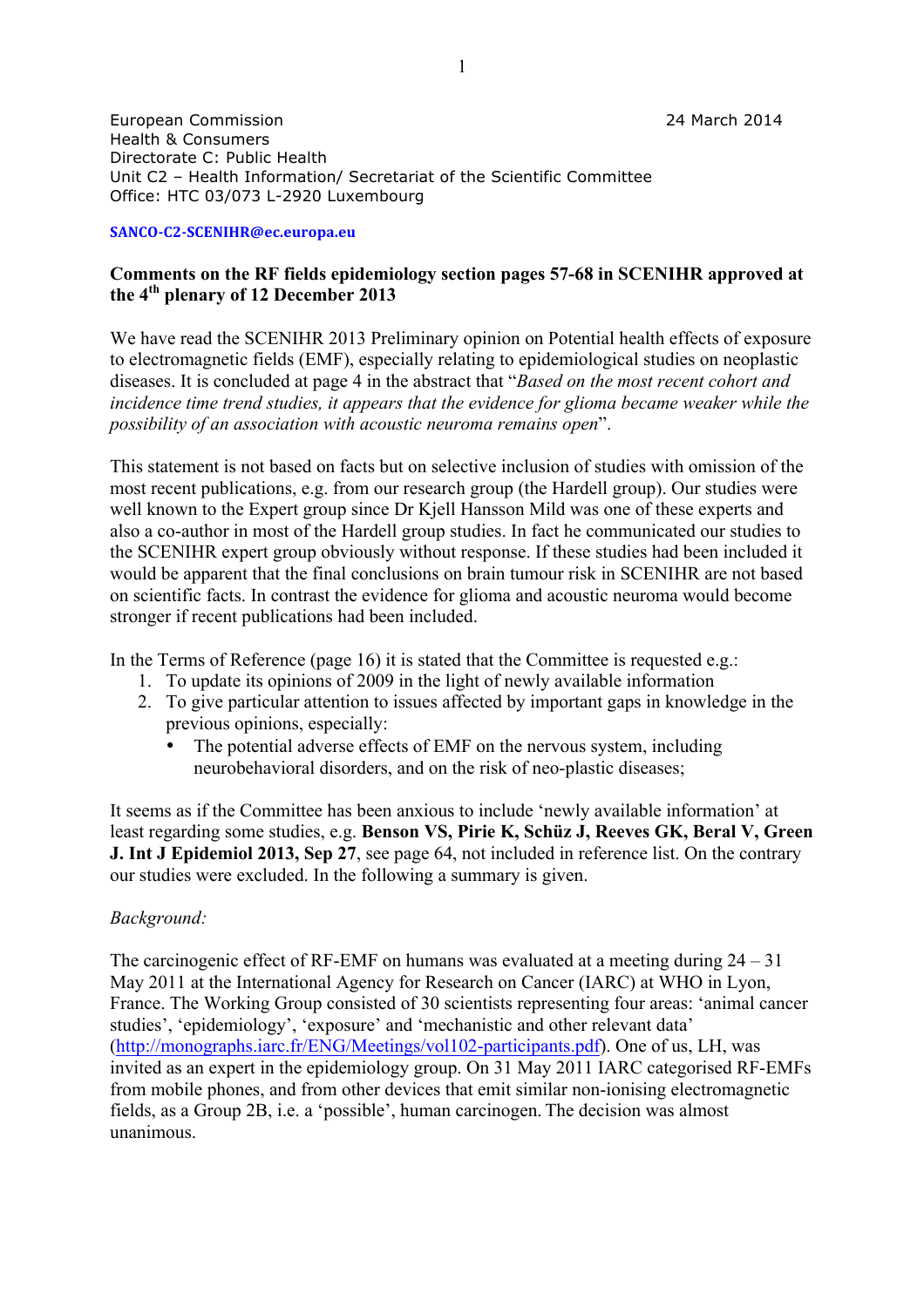European Commission
Health & Consumers
Directorate C: Public Health
Unit C2 – Health Information/ Secretariat of the Scientific Committee
Office: HTC 03/073 L-2920 Luxembourg

24 March 2014

**SANCO-C2-SCENIHR@ec.europa.eu**

**Comments on the RF fields epidemiology section pages 57-68 in SCENIHR approved at the 4th plenary of 12 December 2013**

We have read the SCENIHR 2013 Preliminary opinion on Potential health effects of exposure to electromagnetic fields (EMF), especially relating to epidemiological studies on neoplastic diseases. It is concluded at page 4 in the abstract that "*Based on the most recent cohort and incidence time trend studies, it appears that the evidence for glioma became weaker while the possibility of an association with acoustic neuroma remains open*".

This statement is not based on facts but on selective inclusion of studies with omission of the most recent publications, e.g. from our research group (the Hardell group). Our studies were well known to the Expert group since Dr Kjell Hansson Mild was one of these experts and also a co-author in most of the Hardell group studies. In fact he communicated our studies to the SCENIHR expert group obviously without response. If these studies had been included it would be apparent that the final conclusions on brain tumour risk in SCENIHR are not based on scientific facts. In contrast the evidence for glioma and acoustic neuroma would become stronger if recent publications had been included.

In the Terms of Reference (page 16) it is stated that the Committee is requested e.g.:

1. To update its opinions of 2009 in the light of newly available information
2. To give particular attention to issues affected by important gaps in knowledge in the previous opinions, especially:
   - The potential adverse effects of EMF on the nervous system, including neurobehavioral disorders, and on the risk of neo-plastic diseases;

It seems as if the Committee has been anxious to include 'newly available information' at least regarding some studies, e.g. **Benson VS, Pirie K, Schüz J, Reeves GK, Beral V, Green J. Int J Epidemiol 2013, Sep 27**, see page 64, not included in reference list. On the contrary our studies were excluded. In the following a summary is given.

*Background:*

The carcinogenic effect of RF-EMF on humans was evaluated at a meeting during 24 – 31 May 2011 at the International Agency for Research on Cancer (IARC) at WHO in Lyon, France. The Working Group consisted of 30 scientists representing four areas: 'animal cancer studies', 'epidemiology', 'exposure' and 'mechanistic and other relevant data' (http://monographs.iarc.fr/ENG/Meetings/vol102-participants.pdf). One of us, LH, was invited as an expert in the epidemiology group. On 31 May 2011 IARC categorised RF-EMFs from mobile phones, and from other devices that emit similar non-ionising electromagnetic fields, as a Group 2B, i.e. a 'possible', human carcinogen. The decision was almost unanimous.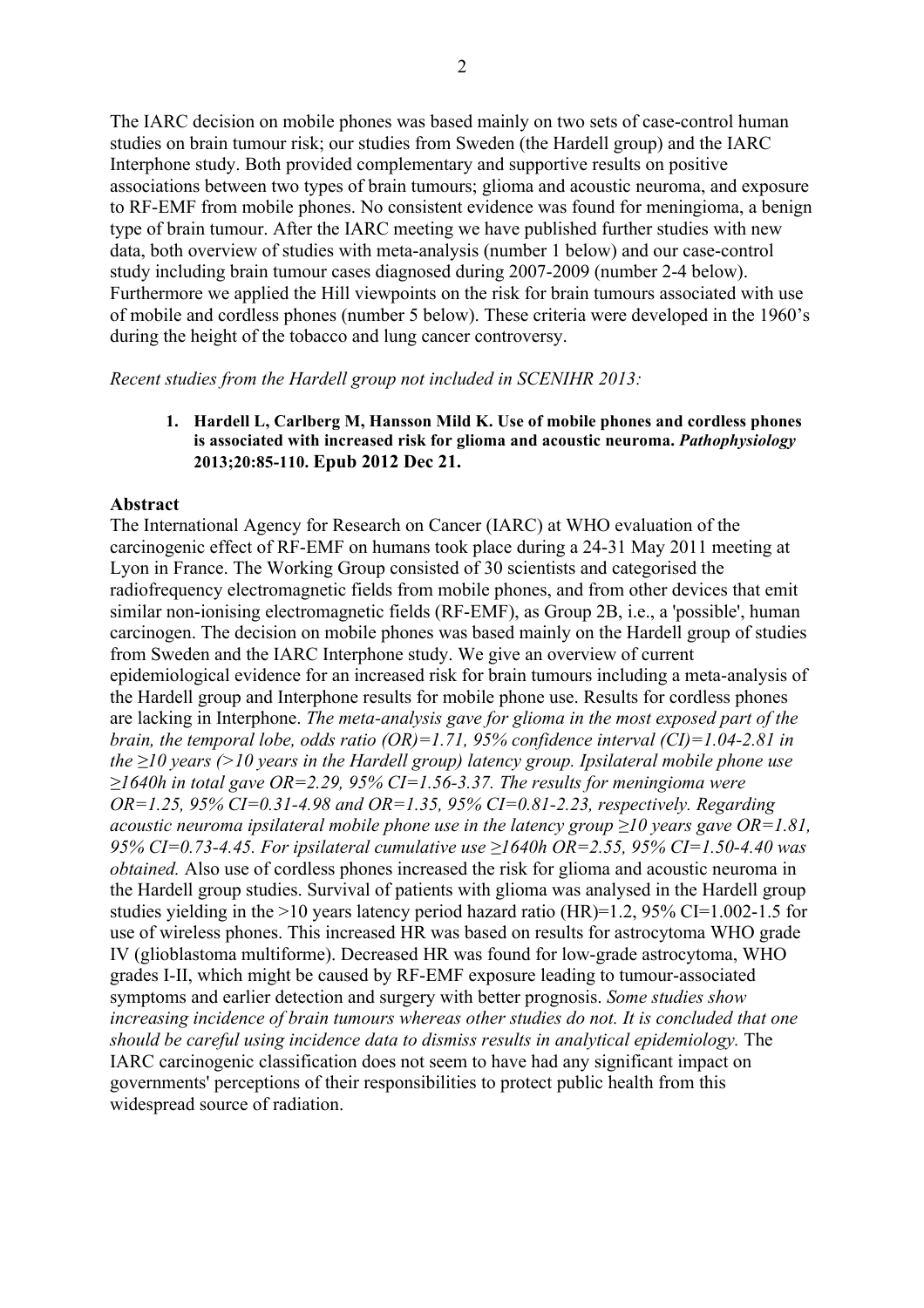The IARC decision on mobile phones was based mainly on two sets of case-control human studies on brain tumour risk; our studies from Sweden (the Hardell group) and the IARC Interphone study. Both provided complementary and supportive results on positive associations between two types of brain tumours; glioma and acoustic neuroma, and exposure to RF-EMF from mobile phones. No consistent evidence was found for meningioma, a benign type of brain tumour. After the IARC meeting we have published further studies with new data, both overview of studies with meta-analysis (number 1 below) and our case-control study including brain tumour cases diagnosed during 2007-2009 (number 2-4 below). Furthermore we applied the Hill viewpoints on the risk for brain tumours associated with use of mobile and cordless phones (number 5 below). These criteria were developed in the 1960's during the height of the tobacco and lung cancer controversy.

*Recent studies from the Hardell group not included in SCENIHR 2013:*

1. **Hardell L, Carlberg M, Hansson Mild K. Use of mobile phones and cordless phones is associated with increased risk for glioma and acoustic neuroma. *Pathophysiology* 2013;20:85-110. Epub 2012 Dec 21.**

**Abstract**

The International Agency for Research on Cancer (IARC) at WHO evaluation of the carcinogenic effect of RF-EMF on humans took place during a 24-31 May 2011 meeting at Lyon in France. The Working Group consisted of 30 scientists and categorised the radiofrequency electromagnetic fields from mobile phones, and from other devices that emit similar non-ionising electromagnetic fields (RF-EMF), as Group 2B, i.e., a 'possible', human carcinogen. The decision on mobile phones was based mainly on the Hardell group of studies from Sweden and the IARC Interphone study. We give an overview of current epidemiological evidence for an increased risk for brain tumours including a meta-analysis of the Hardell group and Interphone results for mobile phone use. Results for cordless phones are lacking in Interphone. *The meta-analysis gave for glioma in the most exposed part of the brain, the temporal lobe, odds ratio (OR)=1.71, 95% confidence interval (CI)=1.04-2.81 in the ≥10 years (>10 years in the Hardell group) latency group. Ipsilateral mobile phone use ≥1640h in total gave OR=2.29, 95% CI=1.56-3.37. The results for meningioma were OR=1.25, 95% CI=0.31-4.98 and OR=1.35, 95% CI=0.81-2.23, respectively. Regarding acoustic neuroma ipsilateral mobile phone use in the latency group ≥10 years gave OR=1.81, 95% CI=0.73-4.45. For ipsilateral cumulative use ≥1640h OR=2.55, 95% CI=1.50-4.40 was obtained.* Also use of cordless phones increased the risk for glioma and acoustic neuroma in the Hardell group studies. Survival of patients with glioma was analysed in the Hardell group studies yielding in the >10 years latency period hazard ratio (HR)=1.2, 95% CI=1.002-1.5 for use of wireless phones. This increased HR was based on results for astrocytoma WHO grade IV (glioblastoma multiforme). Decreased HR was found for low-grade astrocytoma, WHO grades I-II, which might be caused by RF-EMF exposure leading to tumour-associated symptoms and earlier detection and surgery with better prognosis. *Some studies show increasing incidence of brain tumours whereas other studies do not. It is concluded that one should be careful using incidence data to dismiss results in analytical epidemiology.* The IARC carcinogenic classification does not seem to have had any significant impact on governments' perceptions of their responsibilities to protect public health from this widespread source of radiation.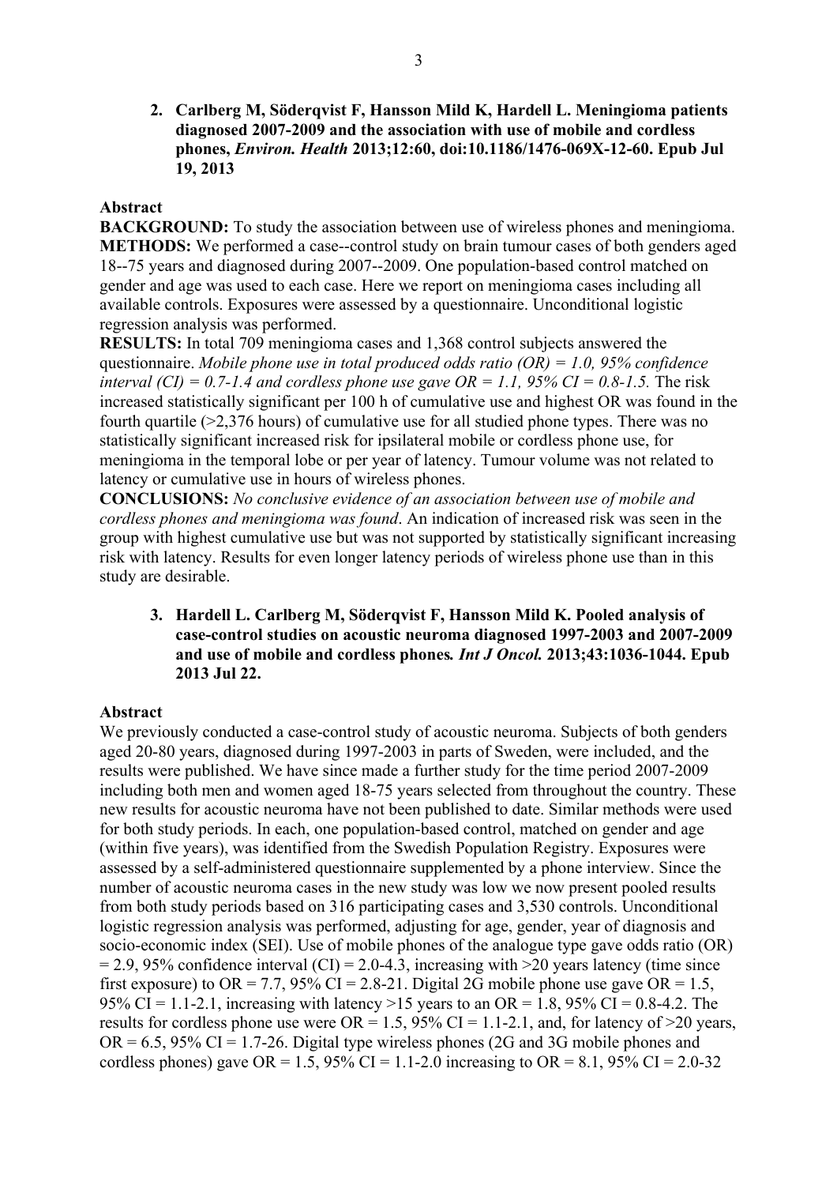2. **Carlberg M, Söderqvist F, Hansson Mild K, Hardell L. Meningioma patients diagnosed 2007-2009 and the association with use of mobile and cordless phones, *Environ. Health* 2013;12:60, doi:10.1186/1476-069X-12-60. Epub Jul 19, 2013**

**Abstract**

**BACKGROUND:** To study the association between use of wireless phones and meningioma.
**METHODS:** We performed a case--control study on brain tumour cases of both genders aged 18--75 years and diagnosed during 2007--2009. One population-based control matched on gender and age was used to each case. Here we report on meningioma cases including all available controls. Exposures were assessed by a questionnaire. Unconditional logistic regression analysis was performed.
**RESULTS:** In total 709 meningioma cases and 1,368 control subjects answered the questionnaire. *Mobile phone use in total produced odds ratio (OR) = 1.0, 95% confidence interval (CI) = 0.7-1.4 and cordless phone use gave OR = 1.1, 95% CI = 0.8-1.5.* The risk increased statistically significant per 100 h of cumulative use and highest OR was found in the fourth quartile (>2,376 hours) of cumulative use for all studied phone types. There was no statistically significant increased risk for ipsilateral mobile or cordless phone use, for meningioma in the temporal lobe or per year of latency. Tumour volume was not related to latency or cumulative use in hours of wireless phones.
**CONCLUSIONS:** *No conclusive evidence of an association between use of mobile and cordless phones and meningioma was found*. An indication of increased risk was seen in the group with highest cumulative use but was not supported by statistically significant increasing risk with latency. Results for even longer latency periods of wireless phone use than in this study are desirable.

3. **Hardell L. Carlberg M, Söderqvist F, Hansson Mild K. Pooled analysis of case-control studies on acoustic neuroma diagnosed 1997-2003 and 2007-2009 and use of mobile and cordless phones. *Int J Oncol.* 2013;43:1036-1044. Epub 2013 Jul 22.**

**Abstract**

We previously conducted a case-control study of acoustic neuroma. Subjects of both genders aged 20-80 years, diagnosed during 1997-2003 in parts of Sweden, were included, and the results were published. We have since made a further study for the time period 2007-2009 including both men and women aged 18-75 years selected from throughout the country. These new results for acoustic neuroma have not been published to date. Similar methods were used for both study periods. In each, one population-based control, matched on gender and age (within five years), was identified from the Swedish Population Registry. Exposures were assessed by a self-administered questionnaire supplemented by a phone interview. Since the number of acoustic neuroma cases in the new study was low we now present pooled results from both study periods based on 316 participating cases and 3,530 controls. Unconditional logistic regression analysis was performed, adjusting for age, gender, year of diagnosis and socio-economic index (SEI). Use of mobile phones of the analogue type gave odds ratio (OR) = 2.9, 95% confidence interval (CI) = 2.0-4.3, increasing with >20 years latency (time since first exposure) to OR = 7.7, 95% CI = 2.8-21. Digital 2G mobile phone use gave OR = 1.5, 95% CI = 1.1-2.1, increasing with latency >15 years to an OR = 1.8, 95% CI = 0.8-4.2. The results for cordless phone use were OR = 1.5, 95% CI = 1.1-2.1, and, for latency of >20 years, OR = 6.5, 95% CI = 1.7-26. Digital type wireless phones (2G and 3G mobile phones and cordless phones) gave OR = 1.5, 95% CI = 1.1-2.0 increasing to OR = 8.1, 95% CI = 2.0-32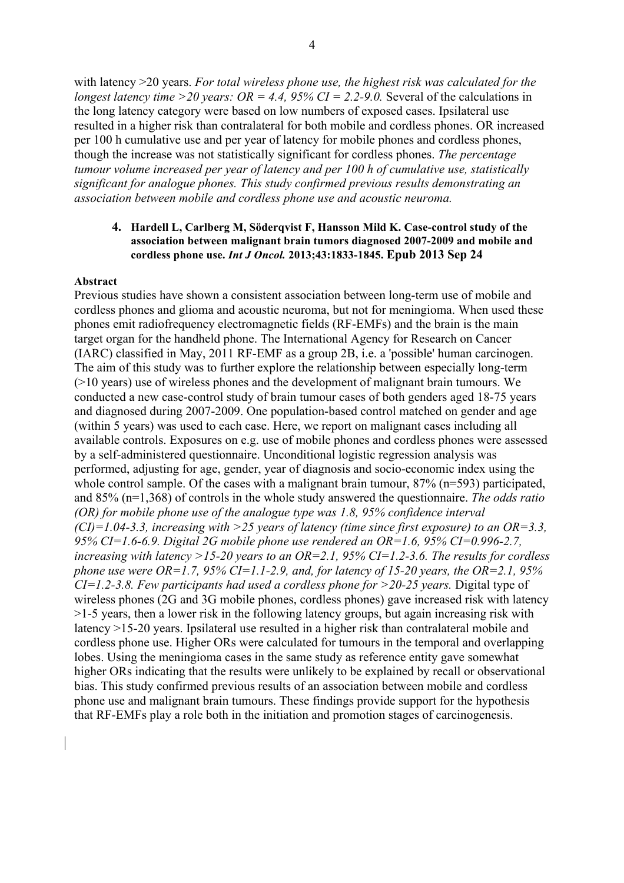with latency >20 years. *For total wireless phone use, the highest risk was calculated for the longest latency time >20 years: OR = 4.4, 95% CI = 2.2-9.0.* Several of the calculations in the long latency category were based on low numbers of exposed cases. Ipsilateral use resulted in a higher risk than contralateral for both mobile and cordless phones. OR increased per 100 h cumulative use and per year of latency for mobile phones and cordless phones, though the increase was not statistically significant for cordless phones. *The percentage tumour volume increased per year of latency and per 100 h of cumulative use, statistically significant for analogue phones. This study confirmed previous results demonstrating an association between mobile and cordless phone use and acoustic neuroma.*

4. **Hardell L, Carlberg M, Söderqvist F, Hansson Mild K. Case-control study of the association between malignant brain tumors diagnosed 2007-2009 and mobile and cordless phone use. *Int J Oncol.* 2013;43:1833-1845. Epub 2013 Sep 24**

**Abstract**

Previous studies have shown a consistent association between long-term use of mobile and cordless phones and glioma and acoustic neuroma, but not for meningioma. When used these phones emit radiofrequency electromagnetic fields (RF-EMFs) and the brain is the main target organ for the handheld phone. The International Agency for Research on Cancer (IARC) classified in May, 2011 RF-EMF as a group 2B, i.e. a 'possible' human carcinogen. The aim of this study was to further explore the relationship between especially long-term (>10 years) use of wireless phones and the development of malignant brain tumours. We conducted a new case-control study of brain tumour cases of both genders aged 18-75 years and diagnosed during 2007-2009. One population-based control matched on gender and age (within 5 years) was used to each case. Here, we report on malignant cases including all available controls. Exposures on e.g. use of mobile phones and cordless phones were assessed by a self-administered questionnaire. Unconditional logistic regression analysis was performed, adjusting for age, gender, year of diagnosis and socio-economic index using the whole control sample. Of the cases with a malignant brain tumour, 87% (n=593) participated, and 85% (n=1,368) of controls in the whole study answered the questionnaire. *The odds ratio (OR) for mobile phone use of the analogue type was 1.8, 95% confidence interval (CI)=1.04-3.3, increasing with >25 years of latency (time since first exposure) to an OR=3.3, 95% CI=1.6-6.9. Digital 2G mobile phone use rendered an OR=1.6, 95% CI=0.996-2.7, increasing with latency >15-20 years to an OR=2.1, 95% CI=1.2-3.6. The results for cordless phone use were OR=1.7, 95% CI=1.1-2.9, and, for latency of 15-20 years, the OR=2.1, 95% CI=1.2-3.8. Few participants had used a cordless phone for >20-25 years.* Digital type of wireless phones (2G and 3G mobile phones, cordless phones) gave increased risk with latency >1-5 years, then a lower risk in the following latency groups, but again increasing risk with latency >15-20 years. Ipsilateral use resulted in a higher risk than contralateral mobile and cordless phone use. Higher ORs were calculated for tumours in the temporal and overlapping lobes. Using the meningioma cases in the same study as reference entity gave somewhat higher ORs indicating that the results were unlikely to be explained by recall or observational bias. This study confirmed previous results of an association between mobile and cordless phone use and malignant brain tumours. These findings provide support for the hypothesis that RF-EMFs play a role both in the initiation and promotion stages of carcinogenesis.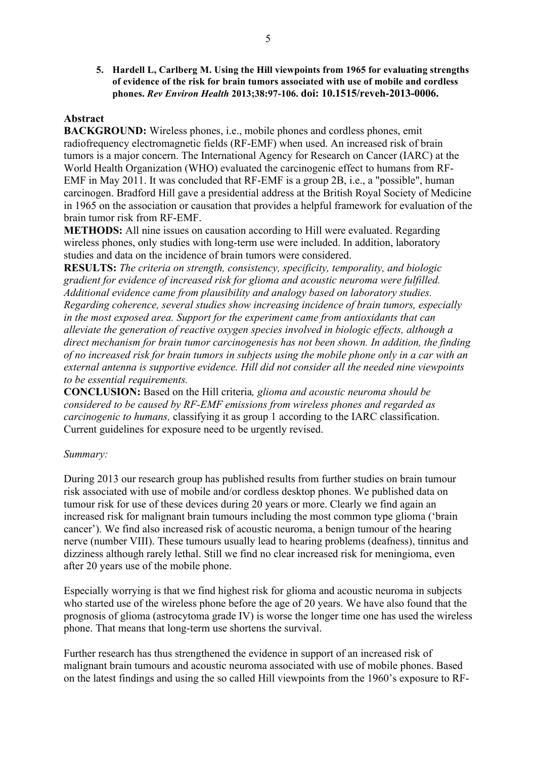**5. Hardell L, Carlberg M. Using the Hill viewpoints from 1965 for evaluating strengths of evidence of the risk for brain tumors associated with use of mobile and cordless phones.** ***Rev Environ Health*** **2013;38:97-106. doi: 10.1515/reveh-2013-0006.**

**Abstract**

**BACKGROUND:** Wireless phones, i.e., mobile phones and cordless phones, emit radiofrequency electromagnetic fields (RF-EMF) when used. An increased risk of brain tumors is a major concern. The International Agency for Research on Cancer (IARC) at the World Health Organization (WHO) evaluated the carcinogenic effect to humans from RF-EMF in May 2011. It was concluded that RF-EMF is a group 2B, i.e., a "possible", human carcinogen. Bradford Hill gave a presidential address at the British Royal Society of Medicine in 1965 on the association or causation that provides a helpful framework for evaluation of the brain tumor risk from RF-EMF.

**METHODS:** All nine issues on causation according to Hill were evaluated. Regarding wireless phones, only studies with long-term use were included. In addition, laboratory studies and data on the incidence of brain tumors were considered.

**RESULTS:** *The criteria on strength, consistency, specificity, temporality, and biologic gradient for evidence of increased risk for glioma and acoustic neuroma were fulfilled. Additional evidence came from plausibility and analogy based on laboratory studies. Regarding coherence, several studies show increasing incidence of brain tumors, especially in the most exposed area. Support for the experiment came from antioxidants that can alleviate the generation of reactive oxygen species involved in biologic effects, although a direct mechanism for brain tumor carcinogenesis has not been shown. In addition, the finding of no increased risk for brain tumors in subjects using the mobile phone only in a car with an external antenna is supportive evidence. Hill did not consider all the needed nine viewpoints to be essential requirements.*

**CONCLUSION:** Based on the Hill criteria*, glioma and acoustic neuroma should be considered to be caused by RF-EMF emissions from wireless phones and regarded as carcinogenic to humans,* classifying it as group 1 according to the IARC classification. Current guidelines for exposure need to be urgently revised.

*Summary:*

During 2013 our research group has published results from further studies on brain tumour risk associated with use of mobile and/or cordless desktop phones. We published data on tumour risk for use of these devices during 20 years or more. Clearly we find again an increased risk for malignant brain tumours including the most common type glioma ('brain cancer'). We find also increased risk of acoustic neuroma, a benign tumour of the hearing nerve (number VIII). These tumours usually lead to hearing problems (deafness), tinnitus and dizziness although rarely lethal. Still we find no clear increased risk for meningioma, even after 20 years use of the mobile phone.

Especially worrying is that we find highest risk for glioma and acoustic neuroma in subjects who started use of the wireless phone before the age of 20 years. We have also found that the prognosis of glioma (astrocytoma grade IV) is worse the longer time one has used the wireless phone. That means that long-term use shortens the survival.

Further research has thus strengthened the evidence in support of an increased risk of malignant brain tumours and acoustic neuroma associated with use of mobile phones. Based on the latest findings and using the so called Hill viewpoints from the 1960's exposure to RF-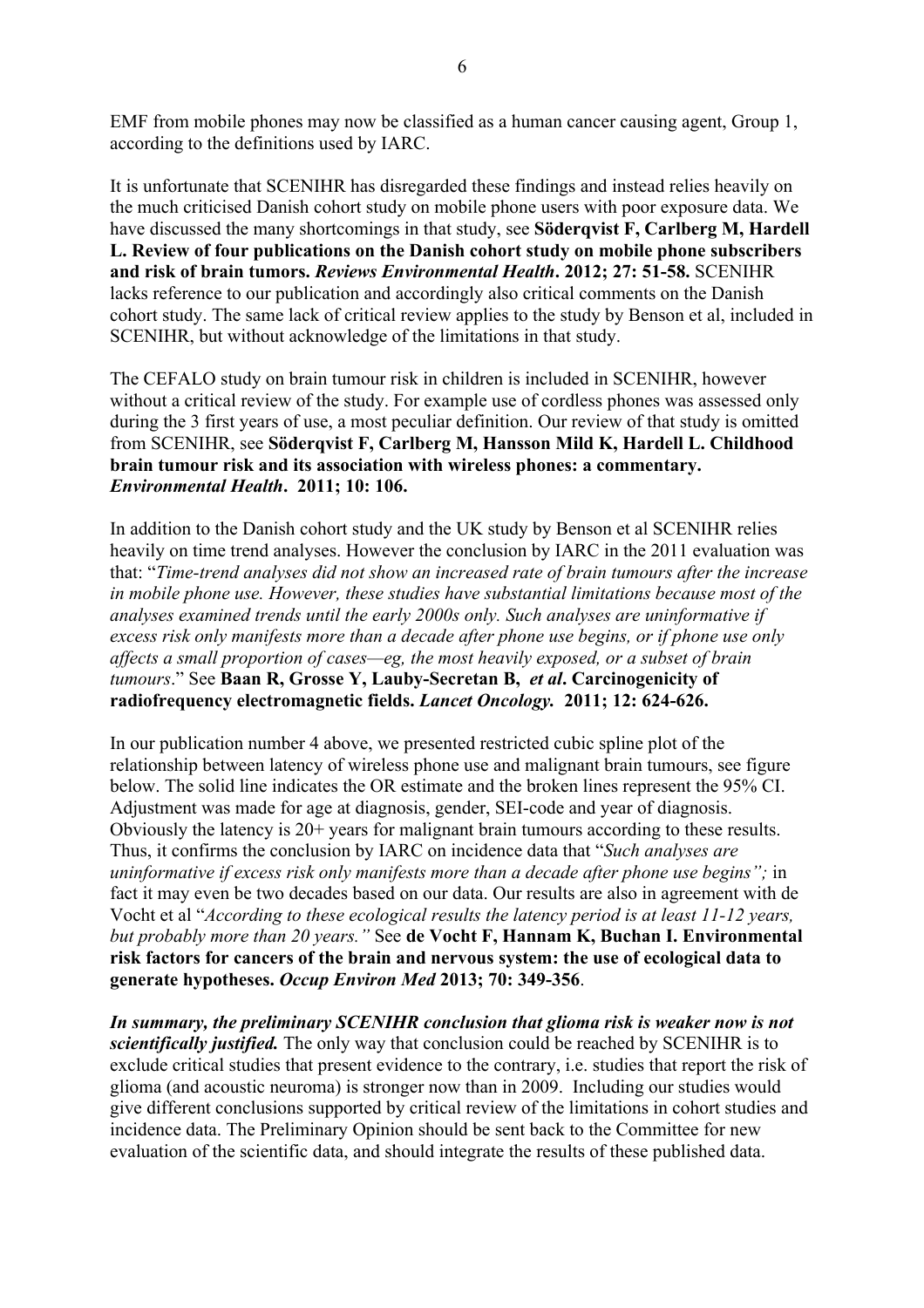EMF from mobile phones may now be classified as a human cancer causing agent, Group 1, according to the definitions used by IARC.

It is unfortunate that SCENIHR has disregarded these findings and instead relies heavily on the much criticised Danish cohort study on mobile phone users with poor exposure data. We have discussed the many shortcomings in that study, see **Söderqvist F, Carlberg M, Hardell L. Review of four publications on the Danish cohort study on mobile phone subscribers and risk of brain tumors. *Reviews Environmental Health*. 2012; 27: 51-58.** SCENIHR lacks reference to our publication and accordingly also critical comments on the Danish cohort study. The same lack of critical review applies to the study by Benson et al, included in SCENIHR, but without acknowledge of the limitations in that study.

The CEFALO study on brain tumour risk in children is included in SCENIHR, however without a critical review of the study. For example use of cordless phones was assessed only during the 3 first years of use, a most peculiar definition. Our review of that study is omitted from SCENIHR, see **Söderqvist F, Carlberg M, Hansson Mild K, Hardell L. Childhood brain tumour risk and its association with wireless phones: a commentary. *Environmental Health*. 2011; 10: 106.**

In addition to the Danish cohort study and the UK study by Benson et al SCENIHR relies heavily on time trend analyses. However the conclusion by IARC in the 2011 evaluation was that: "*Time-trend analyses did not show an increased rate of brain tumours after the increase in mobile phone use. However, these studies have substantial limitations because most of the analyses examined trends until the early 2000s only. Such analyses are uninformative if excess risk only manifests more than a decade after phone use begins, or if phone use only affects a small proportion of cases—eg, the most heavily exposed, or a subset of brain tumours*." See **Baan R, Grosse Y, Lauby-Secretan B, *et al*. Carcinogenicity of radiofrequency electromagnetic fields. *Lancet Oncology.* 2011; 12: 624-626.**

In our publication number 4 above, we presented restricted cubic spline plot of the relationship between latency of wireless phone use and malignant brain tumours, see figure below. The solid line indicates the OR estimate and the broken lines represent the 95% CI. Adjustment was made for age at diagnosis, gender, SEI-code and year of diagnosis. Obviously the latency is 20+ years for malignant brain tumours according to these results. Thus, it confirms the conclusion by IARC on incidence data that "*Such analyses are uninformative if excess risk only manifests more than a decade after phone use begins";* in fact it may even be two decades based on our data. Our results are also in agreement with de Vocht et al "*According to these ecological results the latency period is at least 11-12 years, but probably more than 20 years."* See **de Vocht F, Hannam K, Buchan I. Environmental risk factors for cancers of the brain and nervous system: the use of ecological data to generate hypotheses. *Occup Environ Med* 2013; 70: 349-356**.

***In summary, the preliminary SCENIHR conclusion that glioma risk is weaker now is not scientifically justified.*** The only way that conclusion could be reached by SCENIHR is to exclude critical studies that present evidence to the contrary, i.e. studies that report the risk of glioma (and acoustic neuroma) is stronger now than in 2009. Including our studies would give different conclusions supported by critical review of the limitations in cohort studies and incidence data. The Preliminary Opinion should be sent back to the Committee for new evaluation of the scientific data, and should integrate the results of these published data.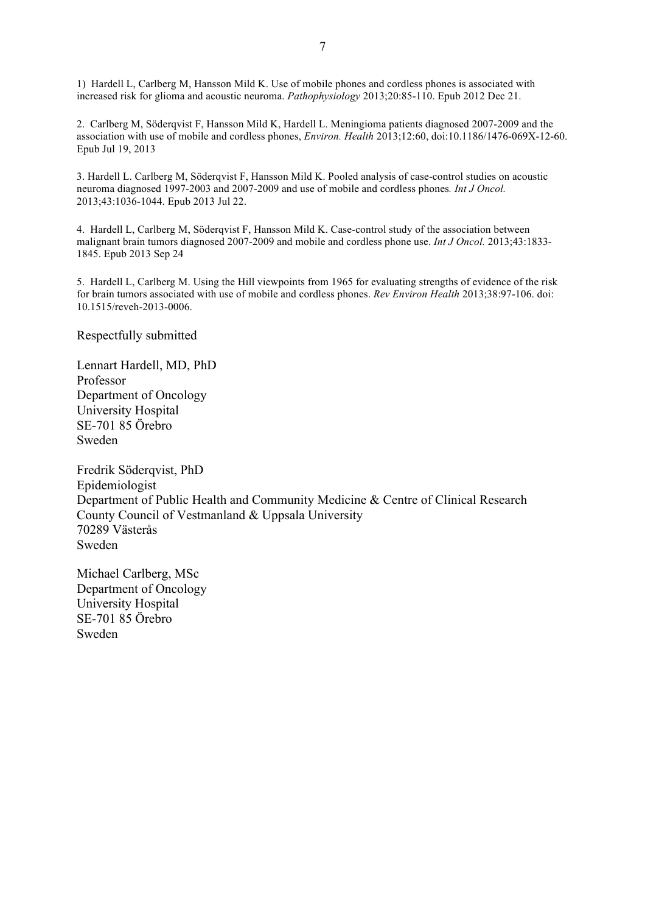1) Hardell L, Carlberg M, Hansson Mild K. Use of mobile phones and cordless phones is associated with increased risk for glioma and acoustic neuroma. *Pathophysiology* 2013;20:85-110. Epub 2012 Dec 21.

2. Carlberg M, Söderqvist F, Hansson Mild K, Hardell L. Meningioma patients diagnosed 2007-2009 and the association with use of mobile and cordless phones, *Environ. Health* 2013;12:60, doi:10.1186/1476-069X-12-60. Epub Jul 19, 2013

3. Hardell L. Carlberg M, Söderqvist F, Hansson Mild K. Pooled analysis of case-control studies on acoustic neuroma diagnosed 1997-2003 and 2007-2009 and use of mobile and cordless phones*. Int J Oncol.* 2013;43:1036-1044. Epub 2013 Jul 22.

4. Hardell L, Carlberg M, Söderqvist F, Hansson Mild K. Case-control study of the association between malignant brain tumors diagnosed 2007-2009 and mobile and cordless phone use. *Int J Oncol.* 2013;43:1833-1845. Epub 2013 Sep 24

5. Hardell L, Carlberg M. Using the Hill viewpoints from 1965 for evaluating strengths of evidence of the risk for brain tumors associated with use of mobile and cordless phones. *Rev Environ Health* 2013;38:97-106. doi: 10.1515/reveh-2013-0006.

Respectfully submitted

Lennart Hardell, MD, PhD
Professor
Department of Oncology
University Hospital
SE-701 85 Örebro
Sweden

Fredrik Söderqvist, PhD
Epidemiologist
Department of Public Health and Community Medicine & Centre of Clinical Research
County Council of Vestmanland & Uppsala University
70289 Västerås
Sweden

Michael Carlberg, MSc
Department of Oncology
University Hospital
SE-701 85 Örebro
Sweden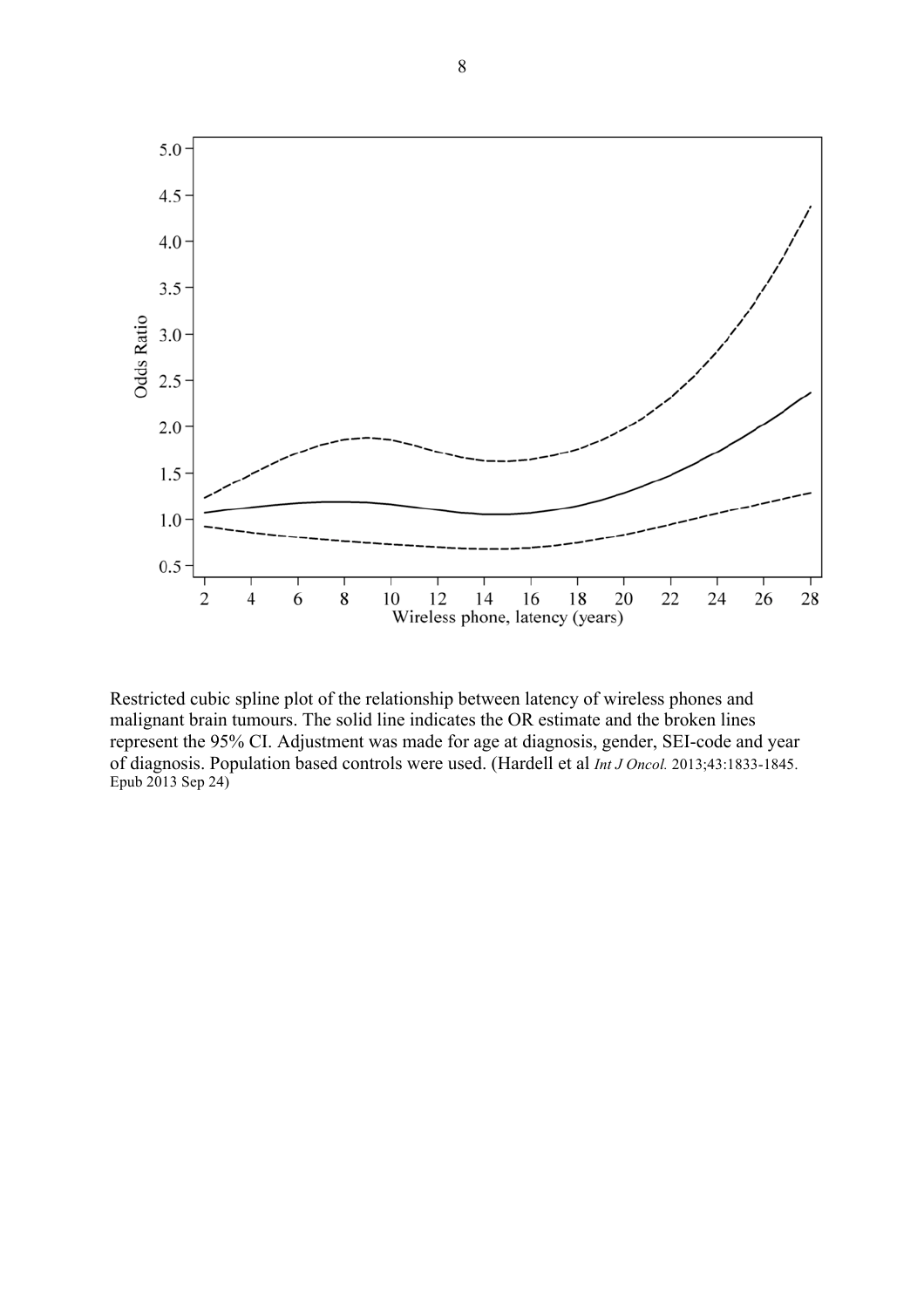5.0
4.5
4.0
3.5
3.0
2.5
2.0
1.5
1.0
0.5
Odds Ratio
2 4 6 8 10 12 14 16 18 20 22 24 26 28
Wireless phone, latency (years)

Restricted cubic spline plot of the relationship between latency of wireless phones and malignant brain tumours. The solid line indicates the OR estimate and the broken lines represent the 95% CI. Adjustment was made for age at diagnosis, gender, SEI-code and year of diagnosis. Population based controls were used. (Hardell et al *Int J Oncol.* 2013;43:1833-1845. Epub 2013 Sep 24)